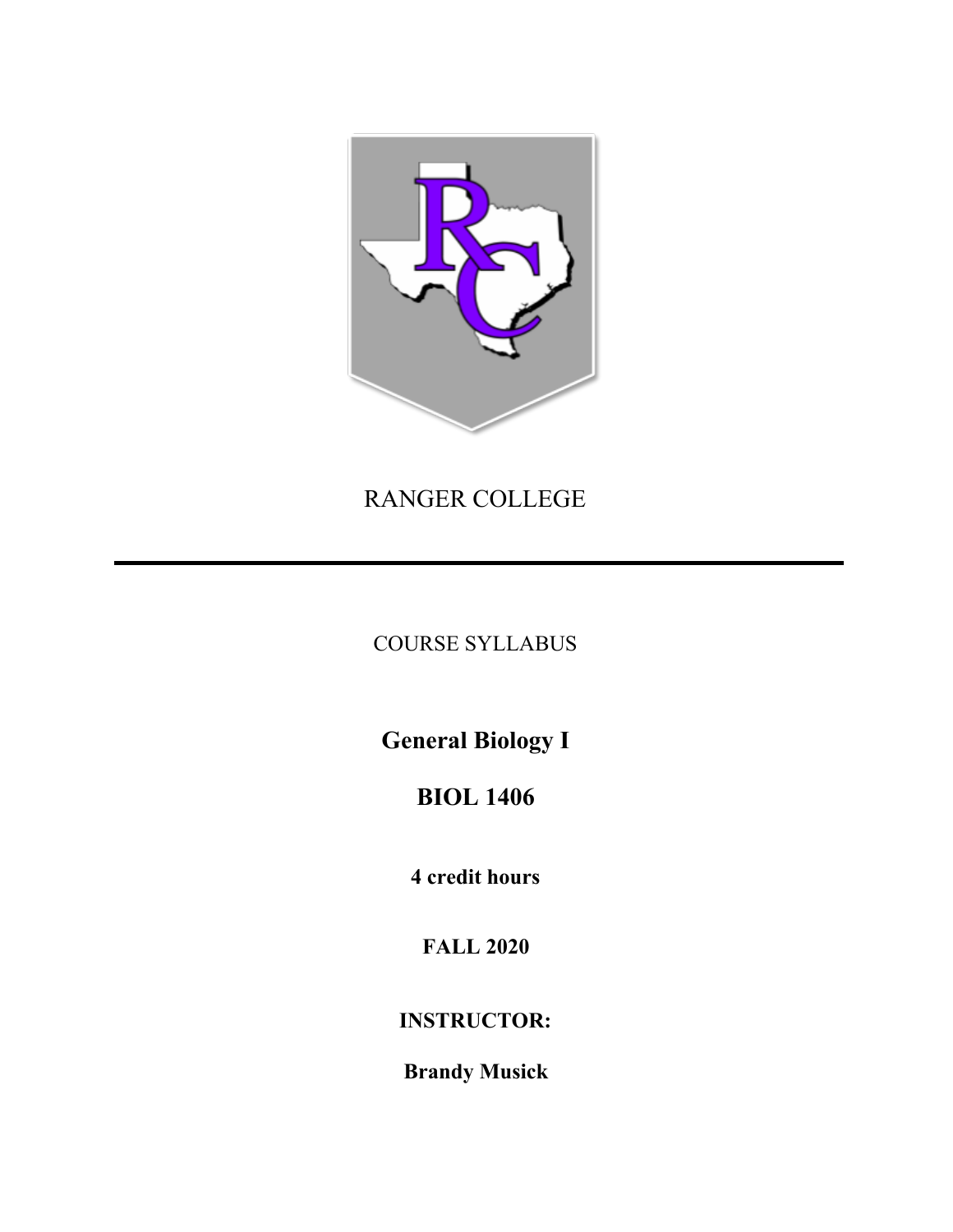RANGER COLLEGE

---

COURSE SYLLABUS

# General Biology I

# BIOL 1406

**4 credit hours**

**FALL 2020**

**INSTRUCTOR:**

**Brandy Musick**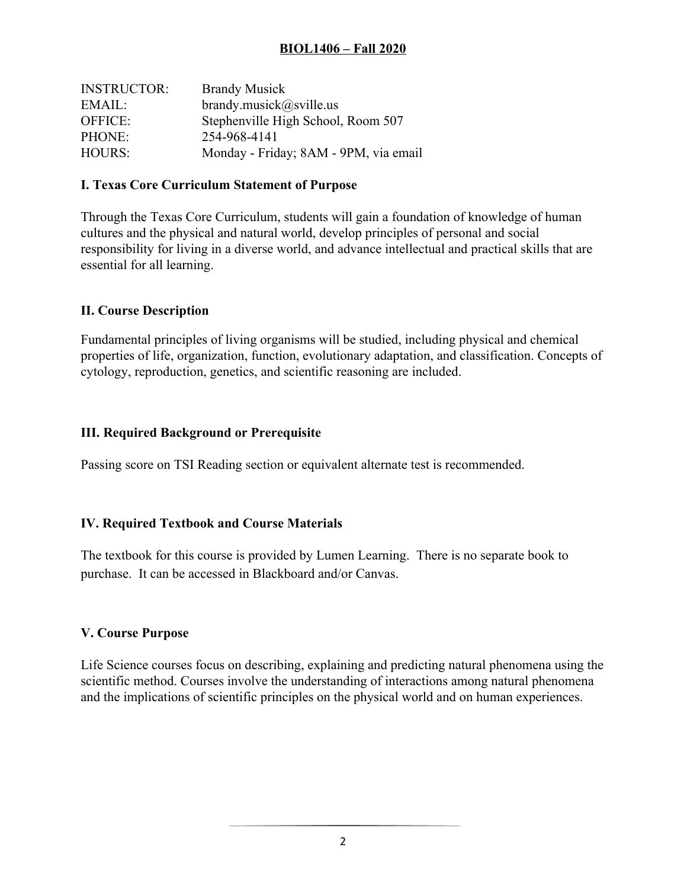**BIOL1406 – Fall 2020**

| | |
|---|---|
| INSTRUCTOR: | Brandy Musick |
| EMAIL: | brandy.musick@sville.us |
| OFFICE: | Stephenville High School, Room 507 |
| PHONE: | 254-968-4141 |
| HOURS: | Monday - Friday; 8AM - 9PM, via email |

## I. Texas Core Curriculum Statement of Purpose

Through the Texas Core Curriculum, students will gain a foundation of knowledge of human cultures and the physical and natural world, develop principles of personal and social responsibility for living in a diverse world, and advance intellectual and practical skills that are essential for all learning.

## II. Course Description

Fundamental principles of living organisms will be studied, including physical and chemical properties of life, organization, function, evolutionary adaptation, and classification. Concepts of cytology, reproduction, genetics, and scientific reasoning are included.

## III. Required Background or Prerequisite

Passing score on TSI Reading section or equivalent alternate test is recommended.

## IV. Required Textbook and Course Materials

The textbook for this course is provided by Lumen Learning. There is no separate book to purchase. It can be accessed in Blackboard and/or Canvas.

## V. Course Purpose

Life Science courses focus on describing, explaining and predicting natural phenomena using the scientific method. Courses involve the understanding of interactions among natural phenomena and the implications of scientific principles on the physical world and on human experiences.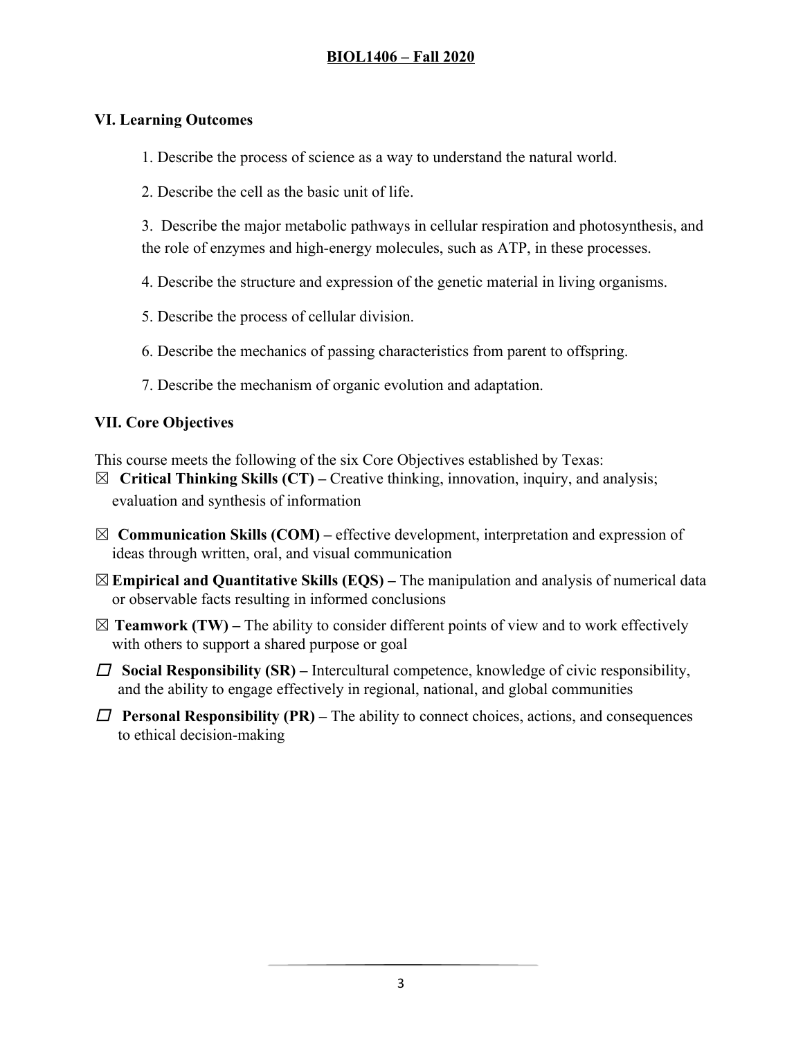### VI. Learning Outcomes

1. Describe the process of science as a way to understand the natural world.
2. Describe the cell as the basic unit of life.
3. Describe the major metabolic pathways in cellular respiration and photosynthesis, and the role of enzymes and high-energy molecules, such as ATP, in these processes.
4. Describe the structure and expression of the genetic material in living organisms.
5. Describe the process of cellular division.
6. Describe the mechanics of passing characteristics from parent to offspring.
7. Describe the mechanism of organic evolution and adaptation.

### VII. Core Objectives

This course meets the following of the six Core Objectives established by Texas:

☒ **Critical Thinking Skills (CT) –** Creative thinking, innovation, inquiry, and analysis; evaluation and synthesis of information

☒ **Communication Skills (COM) –** effective development, interpretation and expression of ideas through written, oral, and visual communication

☒ **Empirical and Quantitative Skills (EQS) –** The manipulation and analysis of numerical data or observable facts resulting in informed conclusions

☒ **Teamwork (TW) –** The ability to consider different points of view and to work effectively with others to support a shared purpose or goal

☐ **Social Responsibility (SR) –** Intercultural competence, knowledge of civic responsibility, and the ability to engage effectively in regional, national, and global communities

☐ **Personal Responsibility (PR) –** The ability to connect choices, actions, and consequences to ethical decision-making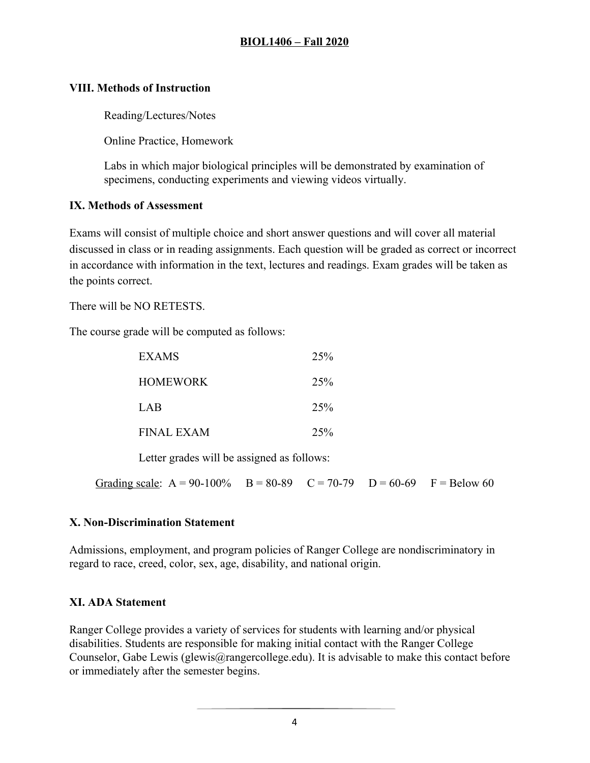### VIII. Methods of Instruction

Reading/Lectures/Notes

Online Practice, Homework

Labs in which major biological principles will be demonstrated by examination of specimens, conducting experiments and viewing videos virtually.

### IX. Methods of Assessment

Exams will consist of multiple choice and short answer questions and will cover all material discussed in class or in reading assignments. Each question will be graded as correct or incorrect in accordance with information in the text, lectures and readings. Exam grades will be taken as the points correct.

There will be NO RETESTS.

The course grade will be computed as follows:

| | |
|---|---|
| EXAMS | 25% |
| HOMEWORK | 25% |
| LAB | 25% |
| FINAL EXAM | 25% |

Letter grades will be assigned as follows:

Grading scale: A = 90-100% B = 80-89 C = 70-79 D = 60-69 F = Below 60

### X. Non-Discrimination Statement

Admissions, employment, and program policies of Ranger College are nondiscriminatory in regard to race, creed, color, sex, age, disability, and national origin.

### XI. ADA Statement

Ranger College provides a variety of services for students with learning and/or physical disabilities. Students are responsible for making initial contact with the Ranger College Counselor, Gabe Lewis (glewis@rangercollege.edu). It is advisable to make this contact before or immediately after the semester begins.